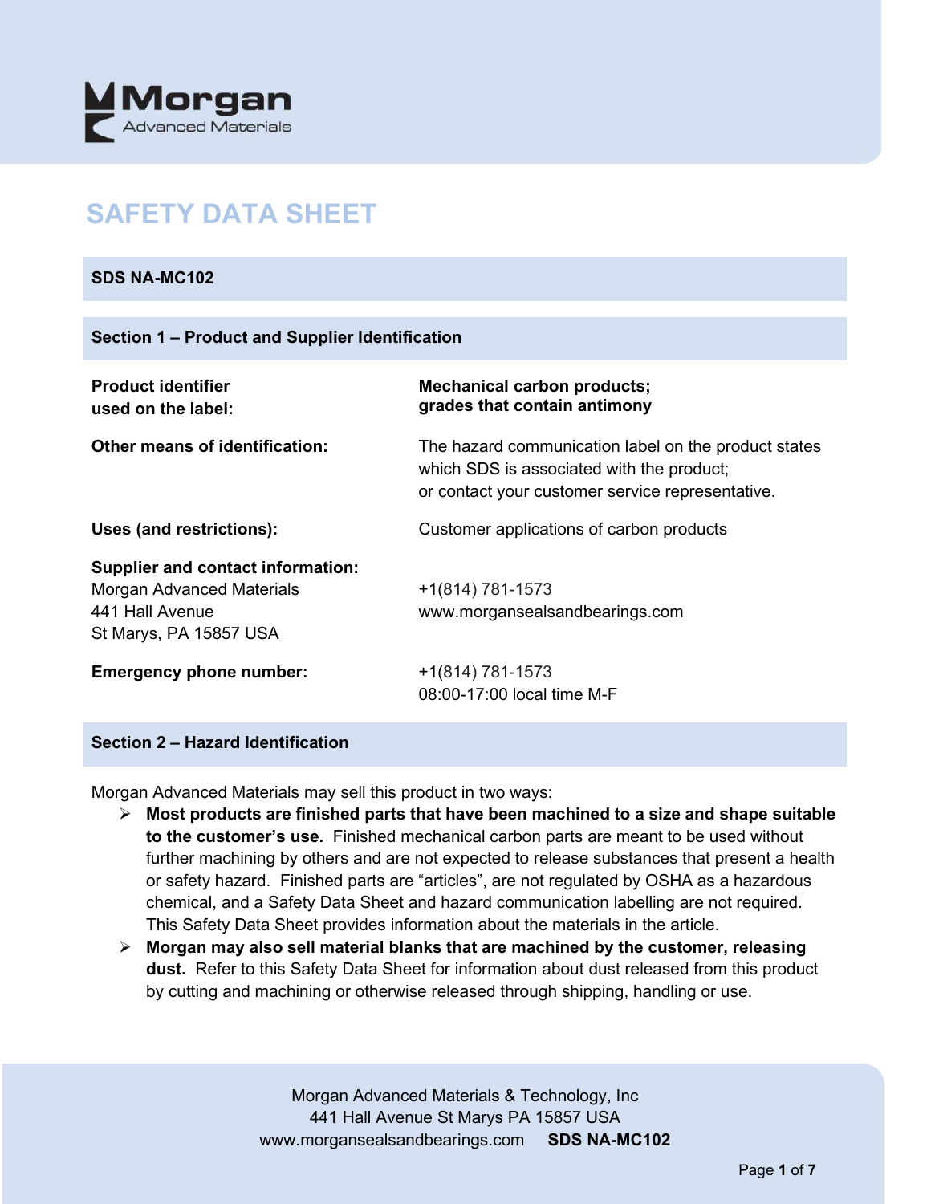Morgan
Advanced Materials

# SAFETY DATA SHEET

## SDS NA-MC102

## Section 1 – Product and Supplier Identification

| | |
|---|---|
| **Product identifier used on the label:** | **Mechanical carbon products; grades that contain antimony** |
| **Other means of identification:** | The hazard communication label on the product states which SDS is associated with the product; or contact your customer service representative. |
| **Uses (and restrictions):** | Customer applications of carbon products |
| **Supplier and contact information:** Morgan Advanced Materials 441 Hall Avenue St Marys, PA 15857 USA | +1(814) 781-1573 www.morgansealsandbearings.com |
| **Emergency phone number:** | +1(814) 781-1573 08:00-17:00 local time M-F |

## Section 2 – Hazard Identification

Morgan Advanced Materials may sell this product in two ways:

- **Most products are finished parts that have been machined to a size and shape suitable to the customer's use.** Finished mechanical carbon parts are meant to be used without further machining by others and are not expected to release substances that present a health or safety hazard. Finished parts are "articles", are not regulated by OSHA as a hazardous chemical, and a Safety Data Sheet and hazard communication labelling are not required. This Safety Data Sheet provides information about the materials in the article.
- **Morgan may also sell material blanks that are machined by the customer, releasing dust.** Refer to this Safety Data Sheet for information about dust released from this product by cutting and machining or otherwise released through shipping, handling or use.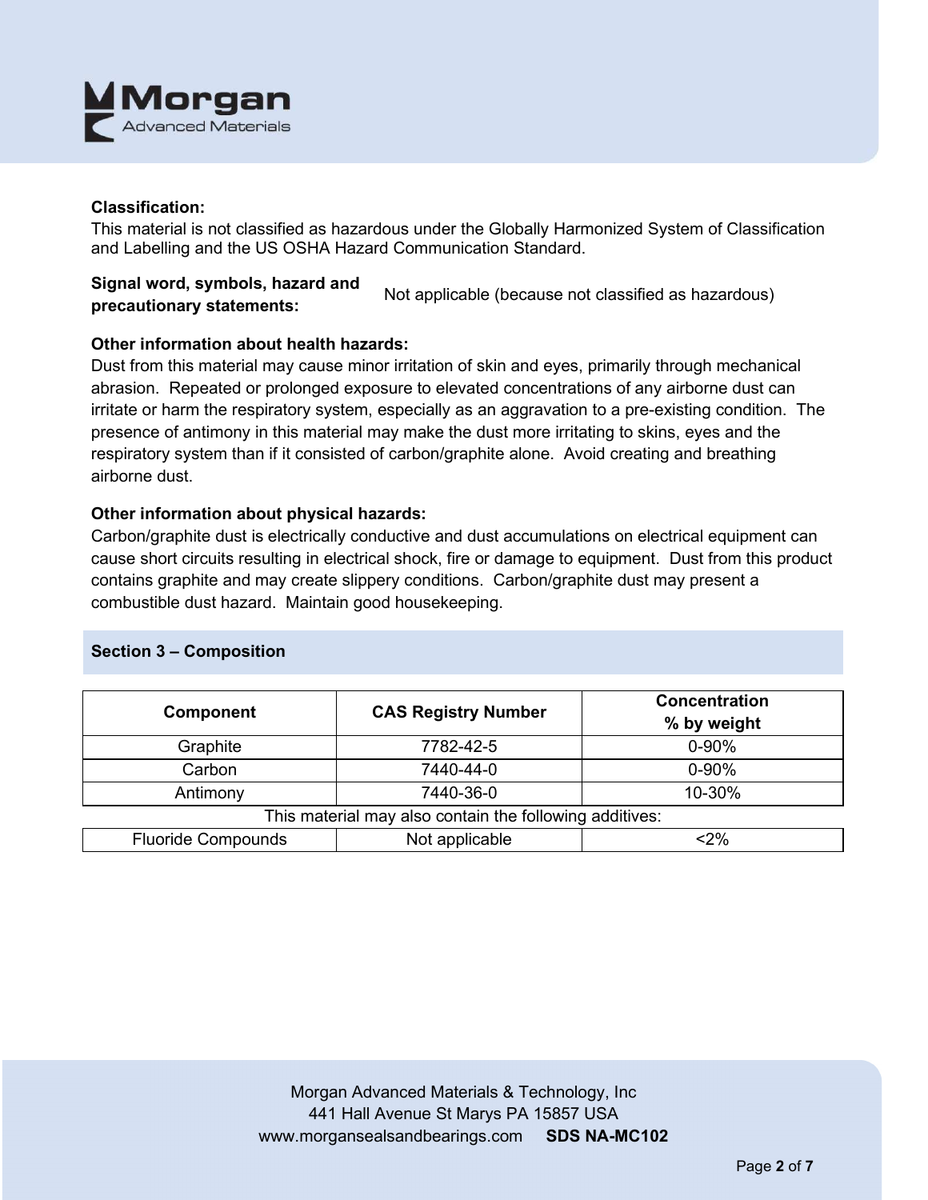**Classification:**
This material is not classified as hazardous under the Globally Harmonized System of Classification and Labelling and the US OSHA Hazard Communication Standard.

**Signal word, symbols, hazard and precautionary statements:** Not applicable (because not classified as hazardous)

**Other information about health hazards:**
Dust from this material may cause minor irritation of skin and eyes, primarily through mechanical abrasion. Repeated or prolonged exposure to elevated concentrations of any airborne dust can irritate or harm the respiratory system, especially as an aggravation to a pre-existing condition. The presence of antimony in this material may make the dust more irritating to skins, eyes and the respiratory system than if it consisted of carbon/graphite alone. Avoid creating and breathing airborne dust.

**Other information about physical hazards:**
Carbon/graphite dust is electrically conductive and dust accumulations on electrical equipment can cause short circuits resulting in electrical shock, fire or damage to equipment. Dust from this product contains graphite and may create slippery conditions. Carbon/graphite dust may present a combustible dust hazard. Maintain good housekeeping.

## Section 3 – Composition

| Component | CAS Registry Number | Concentration % by weight |
|---|---|---|
| Graphite | 7782-42-5 | 0-90% |
| Carbon | 7440-44-0 | 0-90% |
| Antimony | 7440-36-0 | 10-30% |
| This material may also contain the following additives: | | |
| Fluoride Compounds | Not applicable | <2% |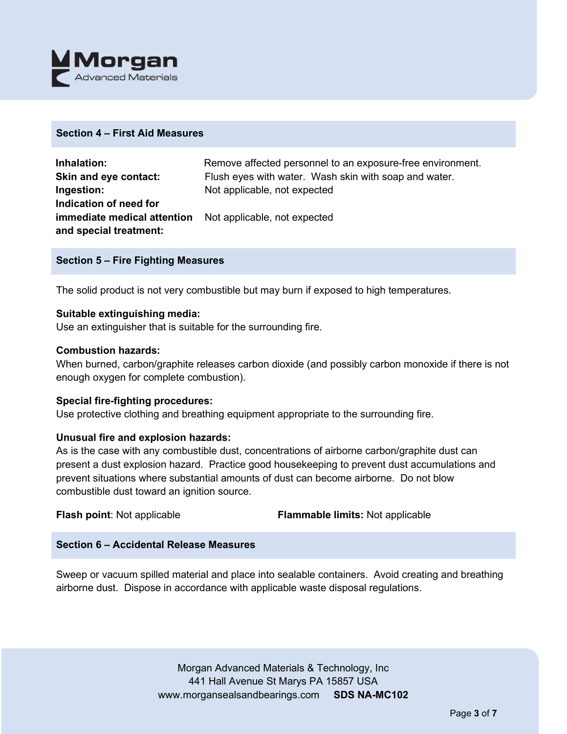## Section 4 – First Aid Measures

**Inhalation:** Remove affected personnel to an exposure-free environment.

**Skin and eye contact:** Flush eyes with water. Wash skin with soap and water.

**Ingestion:** Not applicable, not expected

**Indication of need for immediate medical attention and special treatment:** Not applicable, not expected

## Section 5 – Fire Fighting Measures

The solid product is not very combustible but may burn if exposed to high temperatures.

**Suitable extinguishing media:**
Use an extinguisher that is suitable for the surrounding fire.

**Combustion hazards:**
When burned, carbon/graphite releases carbon dioxide (and possibly carbon monoxide if there is not enough oxygen for complete combustion).

**Special fire-fighting procedures:**
Use protective clothing and breathing equipment appropriate to the surrounding fire.

**Unusual fire and explosion hazards:**
As is the case with any combustible dust, concentrations of airborne carbon/graphite dust can present a dust explosion hazard. Practice good housekeeping to prevent dust accumulations and prevent situations where substantial amounts of dust can become airborne. Do not blow combustible dust toward an ignition source.

**Flash point**: Not applicable

**Flammable limits:** Not applicable

## Section 6 – Accidental Release Measures

Sweep or vacuum spilled material and place into sealable containers. Avoid creating and breathing airborne dust. Dispose in accordance with applicable waste disposal regulations.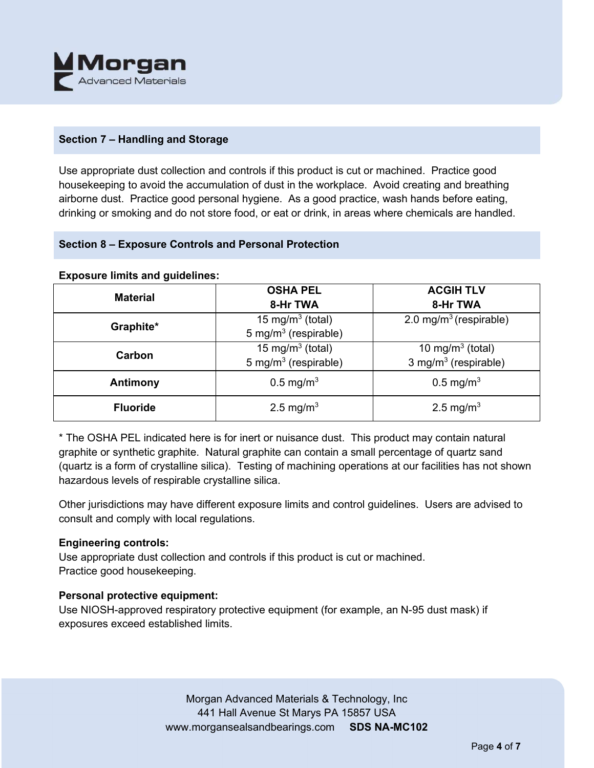## Section 7 – Handling and Storage

Use appropriate dust collection and controls if this product is cut or machined. Practice good housekeeping to avoid the accumulation of dust in the workplace. Avoid creating and breathing airborne dust. Practice good personal hygiene. As a good practice, wash hands before eating, drinking or smoking and do not store food, or eat or drink, in areas where chemicals are handled.

## Section 8 – Exposure Controls and Personal Protection

**Exposure limits and guidelines:**

| Material | OSHA PEL 8-Hr TWA | ACGIH TLV 8-Hr TWA |
|---|---|---|
| **Graphite*** | 15 mg/m$^3$ (total)<br>5 mg/m$^3$ (respirable) | 2.0 mg/m$^3$ (respirable) |
| **Carbon** | 15 mg/m$^3$ (total)<br>5 mg/m$^3$ (respirable) | 10 mg/m$^3$ (total)<br>3 mg/m$^3$ (respirable) |
| **Antimony** | 0.5 mg/m$^3$ | 0.5 mg/m$^3$ |
| **Fluoride** | 2.5 mg/m$^3$ | 2.5 mg/m$^3$ |

* The OSHA PEL indicated here is for inert or nuisance dust. This product may contain natural graphite or synthetic graphite. Natural graphite can contain a small percentage of quartz sand (quartz is a form of crystalline silica). Testing of machining operations at our facilities has not shown hazardous levels of respirable crystalline silica.

Other jurisdictions may have different exposure limits and control guidelines. Users are advised to consult and comply with local regulations.

**Engineering controls:**
Use appropriate dust collection and controls if this product is cut or machined.
Practice good housekeeping.

**Personal protective equipment:**
Use NIOSH-approved respiratory protective equipment (for example, an N-95 dust mask) if exposures exceed established limits.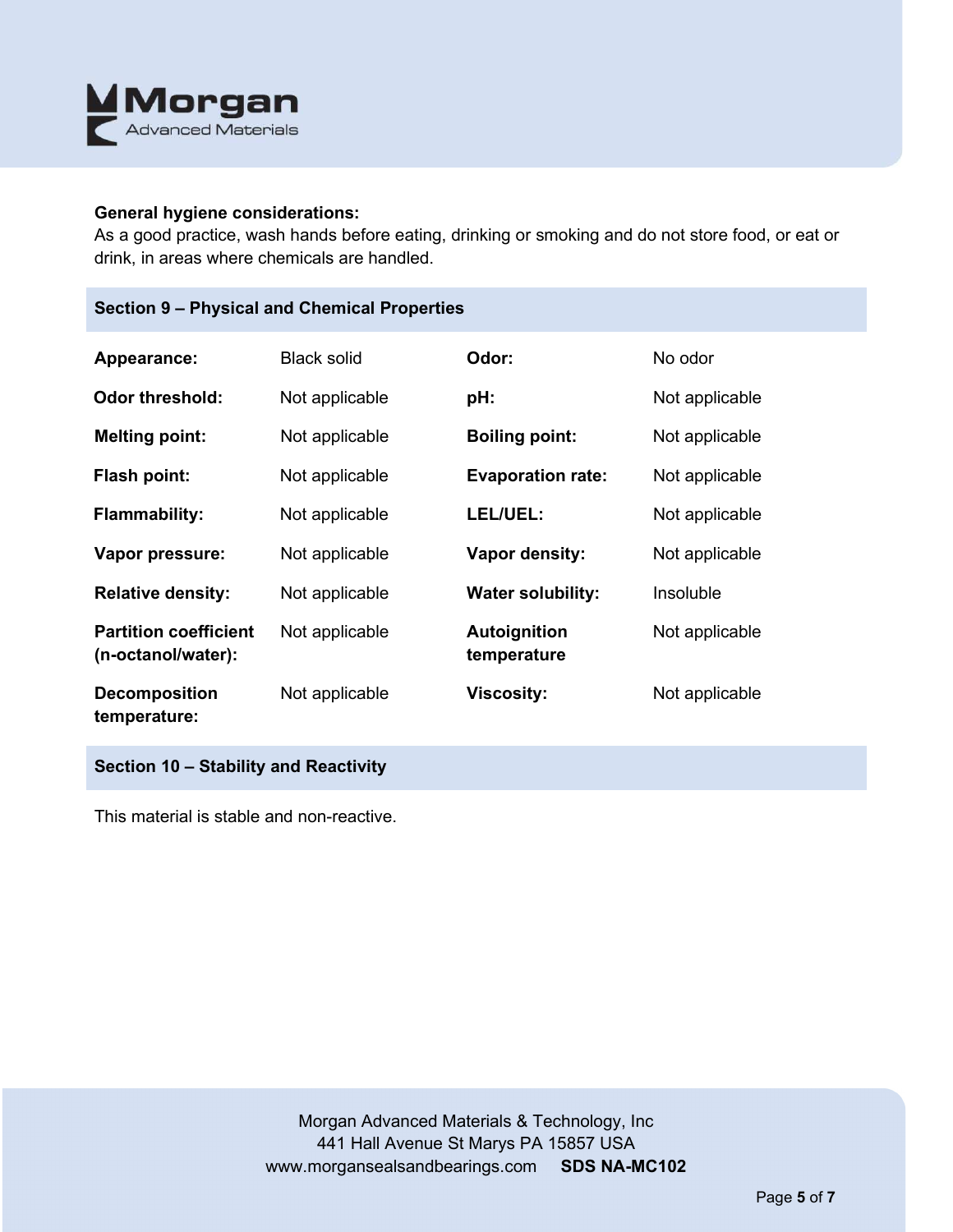**General hygiene considerations:**
As a good practice, wash hands before eating, drinking or smoking and do not store food, or eat or drink, in areas where chemicals are handled.

## Section 9 – Physical and Chemical Properties

| | | | |
|---|---|---|---|
| **Appearance:** | Black solid | **Odor:** | No odor |
| **Odor threshold:** | Not applicable | **pH:** | Not applicable |
| **Melting point:** | Not applicable | **Boiling point:** | Not applicable |
| **Flash point:** | Not applicable | **Evaporation rate:** | Not applicable |
| **Flammability:** | Not applicable | **LEL/UEL:** | Not applicable |
| **Vapor pressure:** | Not applicable | **Vapor density:** | Not applicable |
| **Relative density:** | Not applicable | **Water solubility:** | Insoluble |
| **Partition coefficient (n-octanol/water):** | Not applicable | **Autoignition temperature** | Not applicable |
| **Decomposition temperature:** | Not applicable | **Viscosity:** | Not applicable |

## Section 10 – Stability and Reactivity

This material is stable and non-reactive.

Morgan Advanced Materials & Technology, Inc
441 Hall Avenue St Marys PA 15857 USA
www.morgansealsandbearings.com **SDS NA-MC102**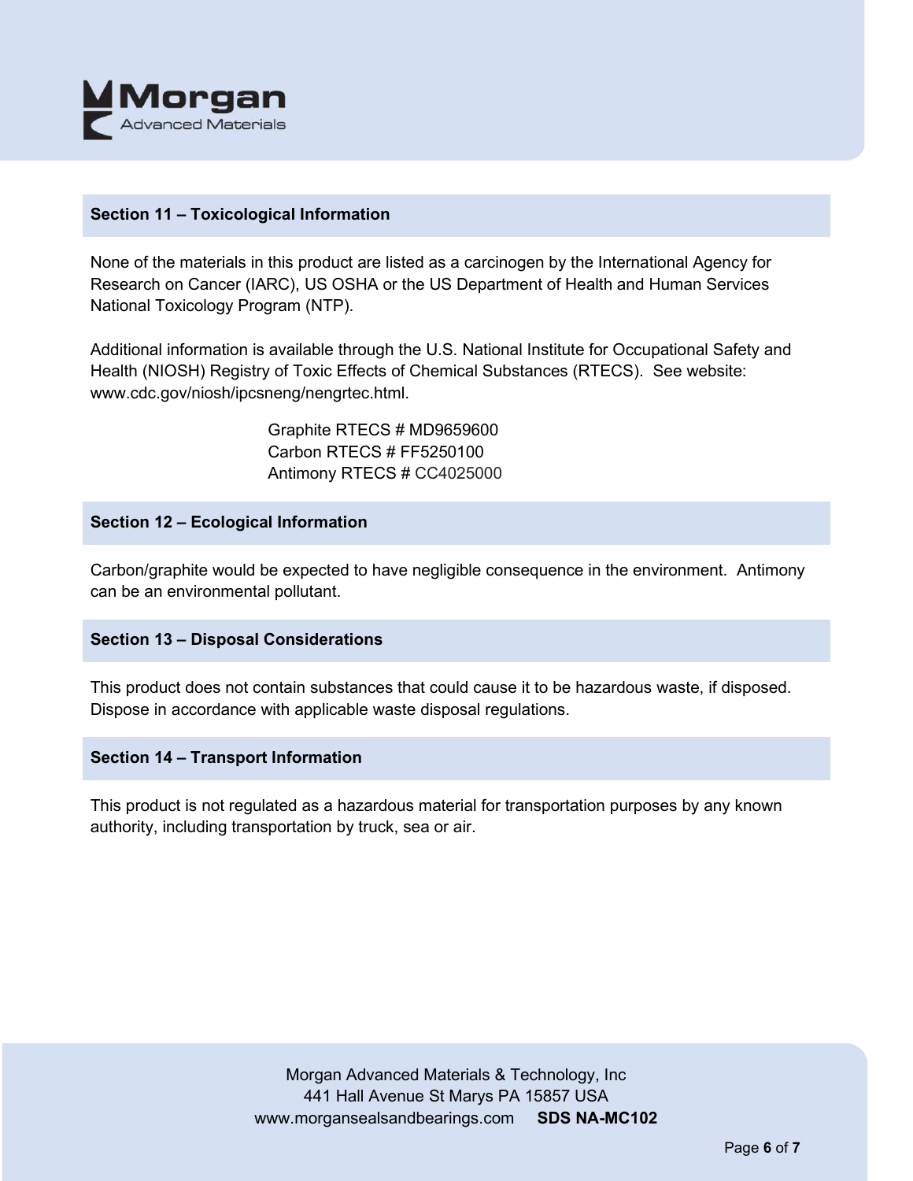## Section 11 – Toxicological Information

None of the materials in this product are listed as a carcinogen by the International Agency for Research on Cancer (IARC), US OSHA or the US Department of Health and Human Services National Toxicology Program (NTP).

Additional information is available through the U.S. National Institute for Occupational Safety and Health (NIOSH) Registry of Toxic Effects of Chemical Substances (RTECS). See website: www.cdc.gov/niosh/ipcsneng/nengrtec.html.

Graphite RTECS # MD9659600
Carbon RTECS # FF5250100
Antimony RTECS # CC4025000

## Section 12 – Ecological Information

Carbon/graphite would be expected to have negligible consequence in the environment. Antimony can be an environmental pollutant.

## Section 13 – Disposal Considerations

This product does not contain substances that could cause it to be hazardous waste, if disposed. Dispose in accordance with applicable waste disposal regulations.

## Section 14 – Transport Information

This product is not regulated as a hazardous material for transportation purposes by any known authority, including transportation by truck, sea or air.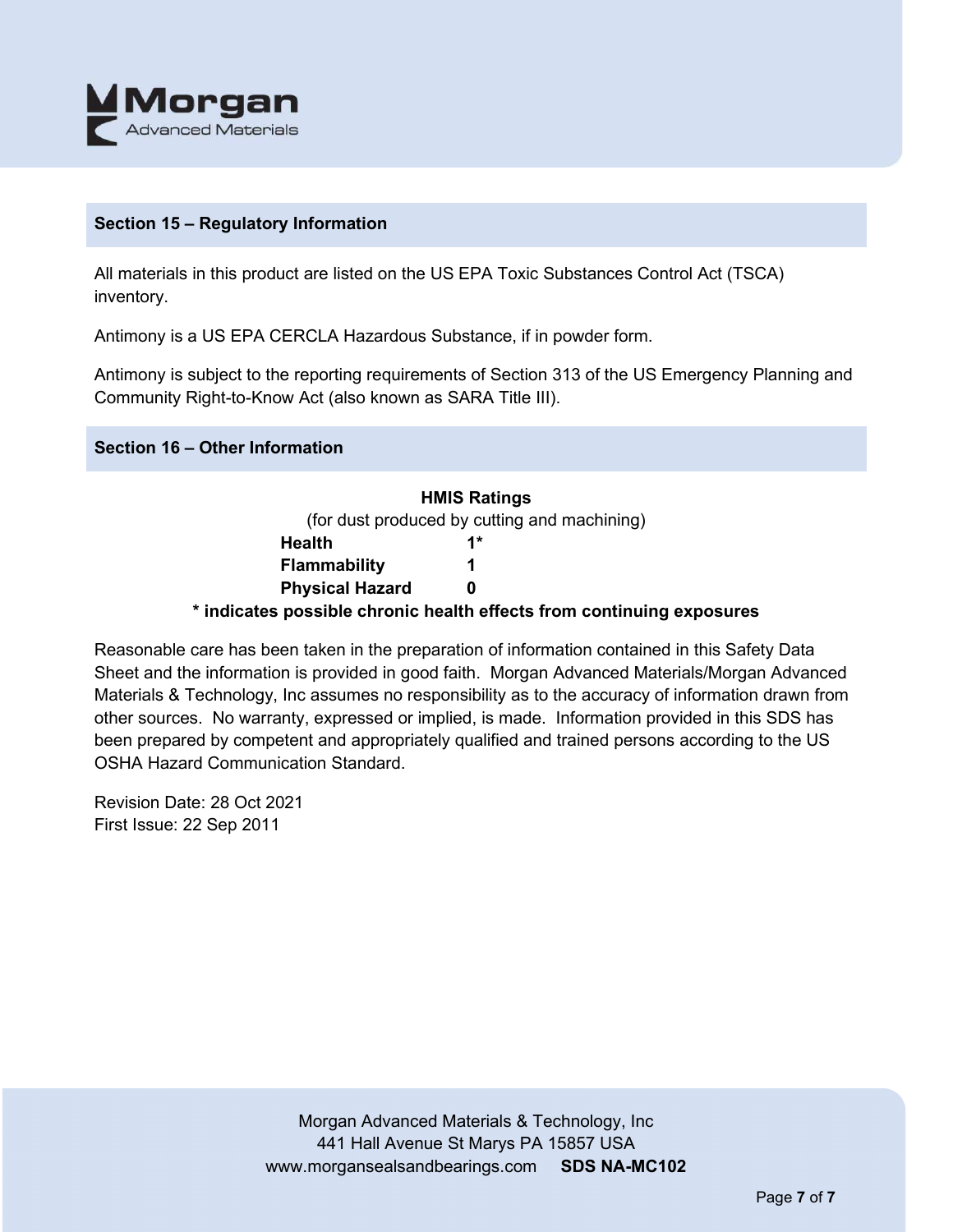## Section 15 – Regulatory Information

All materials in this product are listed on the US EPA Toxic Substances Control Act (TSCA) inventory.

Antimony is a US EPA CERCLA Hazardous Substance, if in powder form.

Antimony is subject to the reporting requirements of Section 313 of the US Emergency Planning and Community Right-to-Know Act (also known as SARA Title III).

## Section 16 – Other Information

**HMIS Ratings**

(for dust produced by cutting and machining)

| | |
|---|---|
| **Health** | **1*** |
| **Flammability** | **1** |
| **Physical Hazard** | **0** |

**\* indicates possible chronic health effects from continuing exposures**

Reasonable care has been taken in the preparation of information contained in this Safety Data Sheet and the information is provided in good faith. Morgan Advanced Materials/Morgan Advanced Materials & Technology, Inc assumes no responsibility as to the accuracy of information drawn from other sources. No warranty, expressed or implied, is made. Information provided in this SDS has been prepared by competent and appropriately qualified and trained persons according to the US OSHA Hazard Communication Standard.

Revision Date: 28 Oct 2021
First Issue: 22 Sep 2011